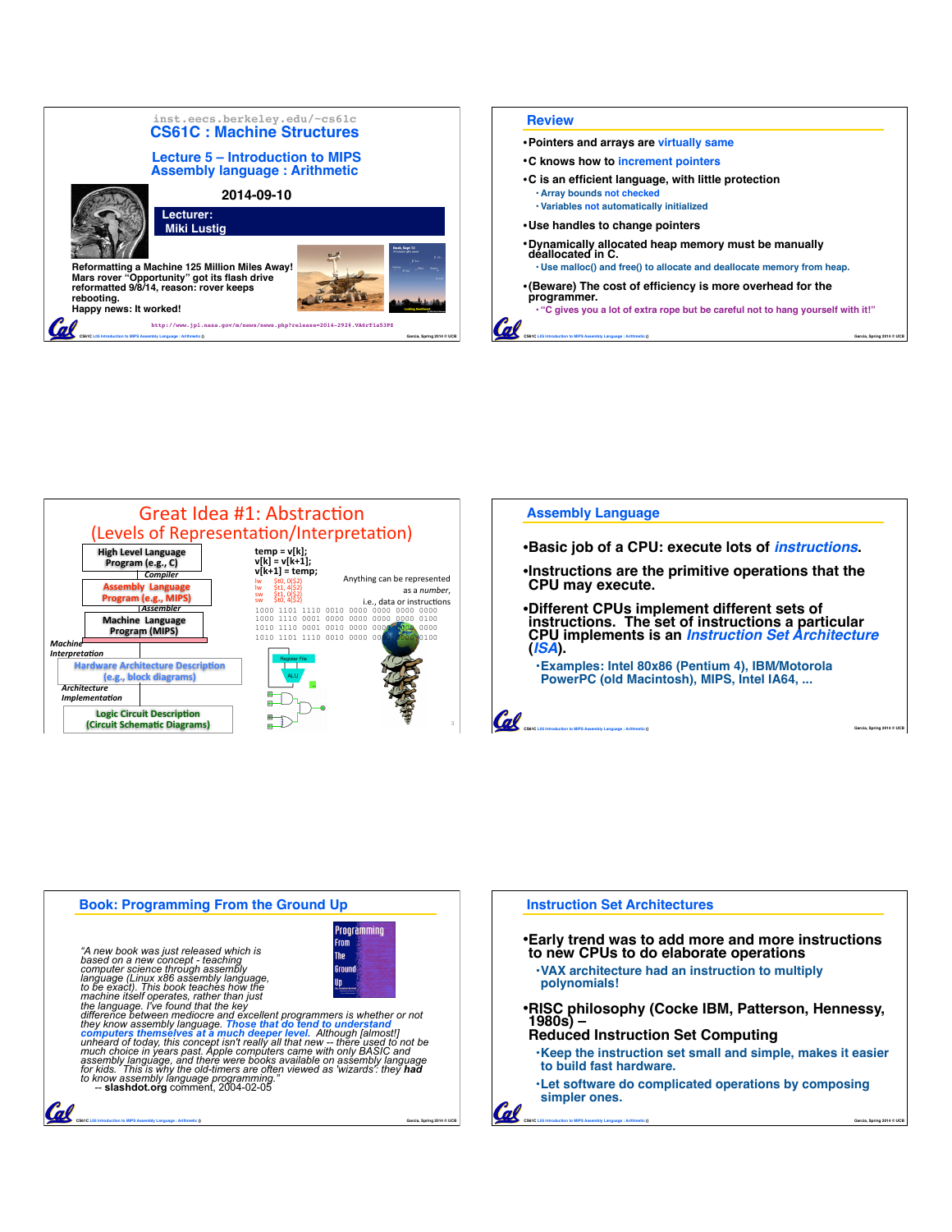inst.eecs.berkeley.edu/~cs61c

# CS61C : Machine Structures

## Lecture 5 – Introduction to MIPS Assembly language : Arithmetic

2014-09-10

**Lecturer: Miki Lustig**

**Reformatting a Machine 125 Million Miles Away! Mars rover "Opportunity" got its flash drive reformatted 9/8/14, reason: rover keeps rebooting. Happy news: It worked!**

http://www.jpl.nasa.gov/m/news/news.php?release=2014-292#.VA6rTla53PZ

## Review

- Pointers and arrays are virtually same
- C knows how to increment pointers
- C is an efficient language, with little protection
  - Array bounds not checked
  - Variables not automatically initialized
- Use handles to change pointers
- Dynamically allocated heap memory must be manually deallocated in C.
  - Use malloc() and free() to allocate and deallocate memory from heap.
- (Beware) The cost of efficiency is more overhead for the programmer.
  - "C gives you a lot of extra rope but be careful not to hang yourself with it!"

## Great Idea #1: Abstraction (Levels of Representation/Interpretation)

- High Level Language Program (e.g., C)
  - *Compiler*
- Assembly Language Program (e.g., MIPS)
  - *Assembler*
- Machine Language Program (MIPS)
  - *Machine Interpretation*
- Hardware Architecture Description (e.g., block diagrams)
  - *Architecture Implementation*
- Logic Circuit Description (Circuit Schematic Diagrams)

```
temp = v[k];
v[k] = v[k+1];
v[k+1] = temp;
```

```
lw  $t0, 0($2)
lw  $t1, 4($2)
sw  $t1, 0($2)
sw  $t0, 4($2)
```

Anything can be represented as a *number*, i.e., data or instructions

```
1000 1101 1110 0010 0000 0000 0000 0000
1000 1110 0001 0000 0000 0000 0000 0100
1010 1110 0001 0010 0000 0000 0000 0000
1010 1101 1110 0010 0000 0000 0000 0100
```

## Assembly Language

- Basic job of a CPU: execute lots of *instructions*.
- Instructions are the primitive operations that the CPU may execute.
- Different CPUs implement different sets of instructions. The set of instructions a particular CPU implements is an *Instruction Set Architecture* (*ISA*).
  - Examples: Intel 80x86 (Pentium 4), IBM/Motorola PowerPC (old Macintosh), MIPS, Intel IA64, ...

## Book: Programming From the Ground Up

*"A new book was just released which is based on a new concept - teaching computer science through assembly language (Linux x86 assembly language, to be exact). This book teaches how the machine itself operates, rather than just the language. I've found that the key difference between mediocre and excellent programmers is whether or not they know assembly language.* ***Those that do tend to understand computers themselves at a much deeper level.*** *Although [almost!] unheard of today, this concept isn't really all that new -- there used to not be much choice in years past. Apple computers came with only BASIC and assembly language, and there were books available on assembly language for kids. This is why the old-timers are often viewed as 'wizards': they* ***had*** *to know assembly language programming."*
-- **slashdot.org** comment, 2004-02-05

## Instruction Set Architectures

- Early trend was to add more and more instructions to new CPUs to do elaborate operations
  - VAX architecture had an instruction to multiply polynomials!
- RISC philosophy (Cocke IBM, Patterson, Hennessy, 1980s) – Reduced Instruction Set Computing
  - Keep the instruction set small and simple, makes it easier to build fast hardware.
  - Let software do complicated operations by composing simpler ones.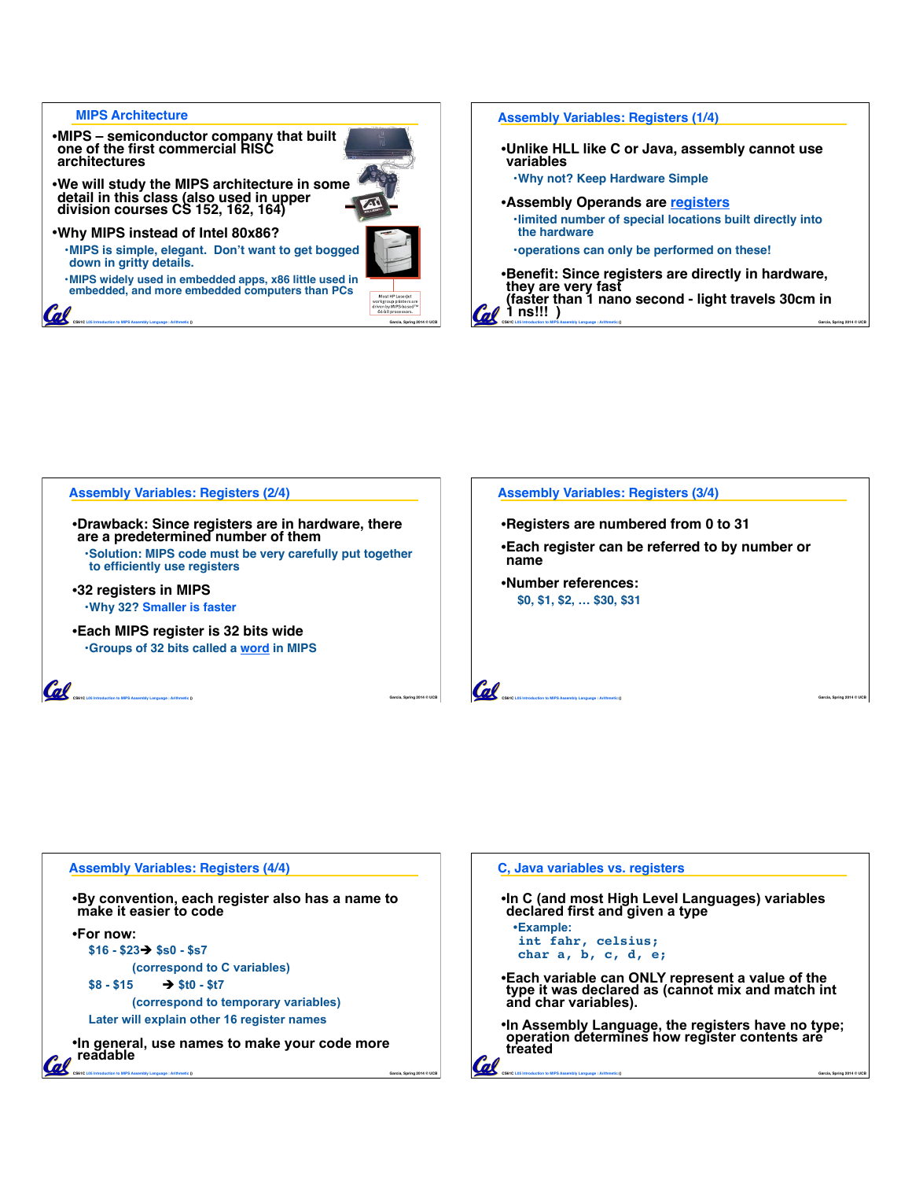## MIPS Architecture

- MIPS – semiconductor company that built one of the first commercial RISC architectures
- We will study the MIPS architecture in some detail in this class (also used in upper division courses CS 152, 162, 164)
- Why MIPS instead of Intel 80x86?
  - MIPS is simple, elegant. Don't want to get bogged down in gritty details.
  - MIPS widely used in embedded apps, x86 little used in embedded, and more embedded computers than PCs

Most HP LaserJet workgroup printers are driven by MIPS-based™ 64-bit processors.

## Assembly Variables: Registers (1/4)

- Unlike HLL like C or Java, assembly cannot use variables
  - Why not? Keep Hardware Simple
- Assembly Operands are registers
  - limited number of special locations built directly into the hardware
  - operations can only be performed on these!
- Benefit: Since registers are directly in hardware, they are very fast (faster than 1 nano second - light travels 30cm in 1 ns!!! )

## Assembly Variables: Registers (2/4)

- Drawback: Since registers are in hardware, there are a predetermined number of them
  - Solution: MIPS code must be very carefully put together to efficiently use registers
- 32 registers in MIPS
  - Why 32? Smaller is faster
- Each MIPS register is 32 bits wide
  - Groups of 32 bits called a word in MIPS

## Assembly Variables: Registers (3/4)

- Registers are numbered from 0 to 31
- Each register can be referred to by number or name
- Number references:
  - $0, $1, $2, … $30, $31

## Assembly Variables: Registers (4/4)

- By convention, each register also has a name to make it easier to code
- For now:
  - $16 - $23 ➔ $s0 - $s7
    - (correspond to C variables)
  - $8 - $15 ➔ $t0 - $t7
    - (correspond to temporary variables)
  - Later will explain other 16 register names
- In general, use names to make your code more readable

## C, Java variables vs. registers

- In C (and most High Level Languages) variables declared first and given a type
  - Example:

```
int fahr, celsius;
char a, b, c, d, e;
```

- Each variable can ONLY represent a value of the type it was declared as (cannot mix and match int and char variables).
- In Assembly Language, the registers have no type; operation determines how register contents are treated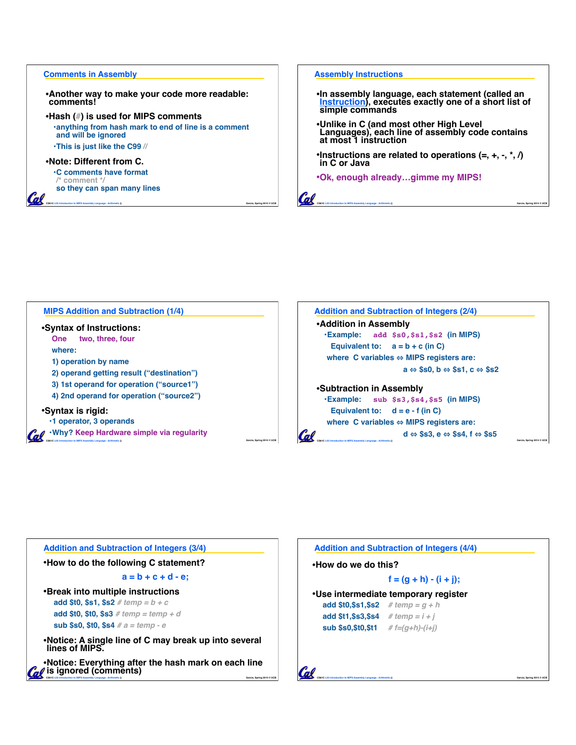## Comments in Assembly

- Another way to make your code more readable: comments!
- Hash (#) is used for MIPS comments
  - anything from hash mark to end of line is a comment and will be ignored
  - This is just like the C99 //
- Note: Different from C.
  - C comments have format /* comment */ so they can span many lines

## Assembly Instructions

- In assembly language, each statement (called an Instruction), executes exactly one of a short list of simple commands
- Unlike in C (and most other High Level Languages), each line of assembly code contains at most 1 instruction
- Instructions are related to operations (=, +, -, *, /) in C or Java
- Ok, enough already…gimme my MIPS!

## MIPS Addition and Subtraction (1/4)

- Syntax of Instructions:
  - One two, three, four
  - where:
  - 1) operation by name
  - 2) operand getting result ("destination")
  - 3) 1st operand for operation ("source1")
  - 4) 2nd operand for operation ("source2")
- Syntax is rigid:
  - 1 operator, 3 operands
  - Why? Keep Hardware simple via regularity

## Addition and Subtraction of Integers (2/4)

- Addition in Assembly
  - Example: `add $s0,$s1,$s2` (in MIPS)
  - Equivalent to: a = b + c (in C)
  - where C variables ⇔ MIPS registers are:
  - a ⇔ $s0, b ⇔ $s1, c ⇔ $s2
- Subtraction in Assembly
  - Example: `sub $s3,$s4,$s5` (in MIPS)
  - Equivalent to: d = e - f (in C)
  - where C variables ⇔ MIPS registers are:
  - d ⇔ $s3, e ⇔ $s4, f ⇔ $s5

## Addition and Subtraction of Integers (3/4)

- How to do the following C statement?

  a = b + c + d - e;

- Break into multiple instructions

```
add $t0, $s1, $s2 # temp = b + c
add $t0, $t0, $s3 # temp = temp + d
sub $s0, $t0, $s4 # a = temp - e
```

- Notice: A single line of C may break up into several lines of MIPS.
- Notice: Everything after the hash mark on each line is ignored (comments)

## Addition and Subtraction of Integers (4/4)

- How do we do this?

  f = (g + h) - (i + j);

- Use intermediate temporary register

```
add $t0,$s1,$s2   # temp = g + h
add $t1,$s3,$s4   # temp = i + j
sub $s0,$t0,$t1   # f=(g+h)-(i+j)
```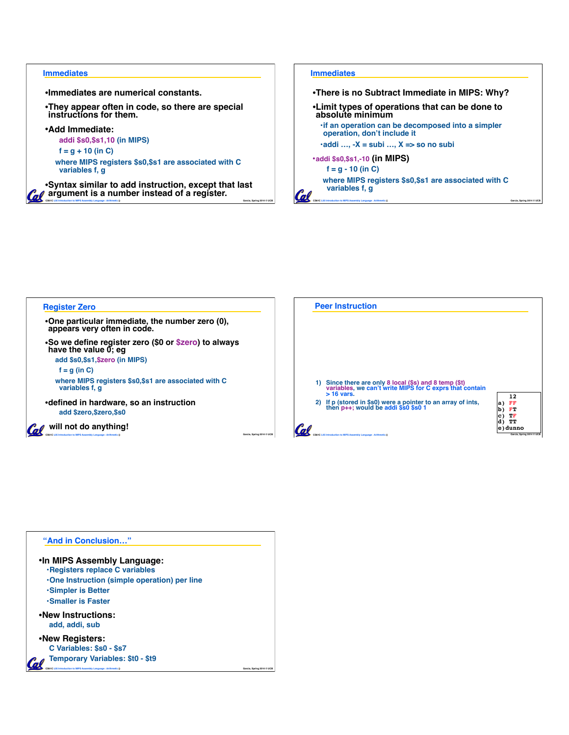## Immediates

- Immediates are numerical constants.
- They appear often in code, so there are special instructions for them.
- Add Immediate:

  addi $s0,$s1,10 (in MIPS)

  f = g + 10 (in C)

  where MIPS registers $s0,$s1 are associated with C variables f, g

- Syntax similar to add instruction, except that last argument is a number instead of a register.

## Immediates

- There is no Subtract Immediate in MIPS: Why?
- Limit types of operations that can be done to absolute minimum
  - if an operation can be decomposed into a simpler operation, don't include it
  - addi …, -X = subi …, X => so no subi
- addi $s0,$s1,-10 (in MIPS)

  f = g - 10 (in C)

  where MIPS registers $s0,$s1 are associated with C variables f, g

## Register Zero

- One particular immediate, the number zero (0), appears very often in code.
- So we define register zero ($0 or $zero) to always have the value 0; eg

  add $s0,$s1,$zero (in MIPS)

  f = g (in C)

  where MIPS registers $s0,$s1 are associated with C variables f, g

- defined in hardware, so an instruction

  add $zero,$zero,$s0

  will not do anything!

## Peer Instruction

1) Since there are only 8 local ($s) and 8 temp ($t) variables, we can't write MIPS for C exprs that contain > 16 vars.
2) If p (stored in $s0) were a pointer to an array of ints, then p++; would be addi $s0 $s0 1

| | 12 |
|---|---|
| a) | FF |
| b) | FT |
| c) | TF |
| d) | TT |
| e) | dunno |

## "And in Conclusion…"

- In MIPS Assembly Language:
  - Registers replace C variables
  - One Instruction (simple operation) per line
  - Simpler is Better
  - Smaller is Faster
- New Instructions:

  add, addi, sub

- New Registers:

  C Variables: $s0 - $s7

  Temporary Variables: $t0 - $t9